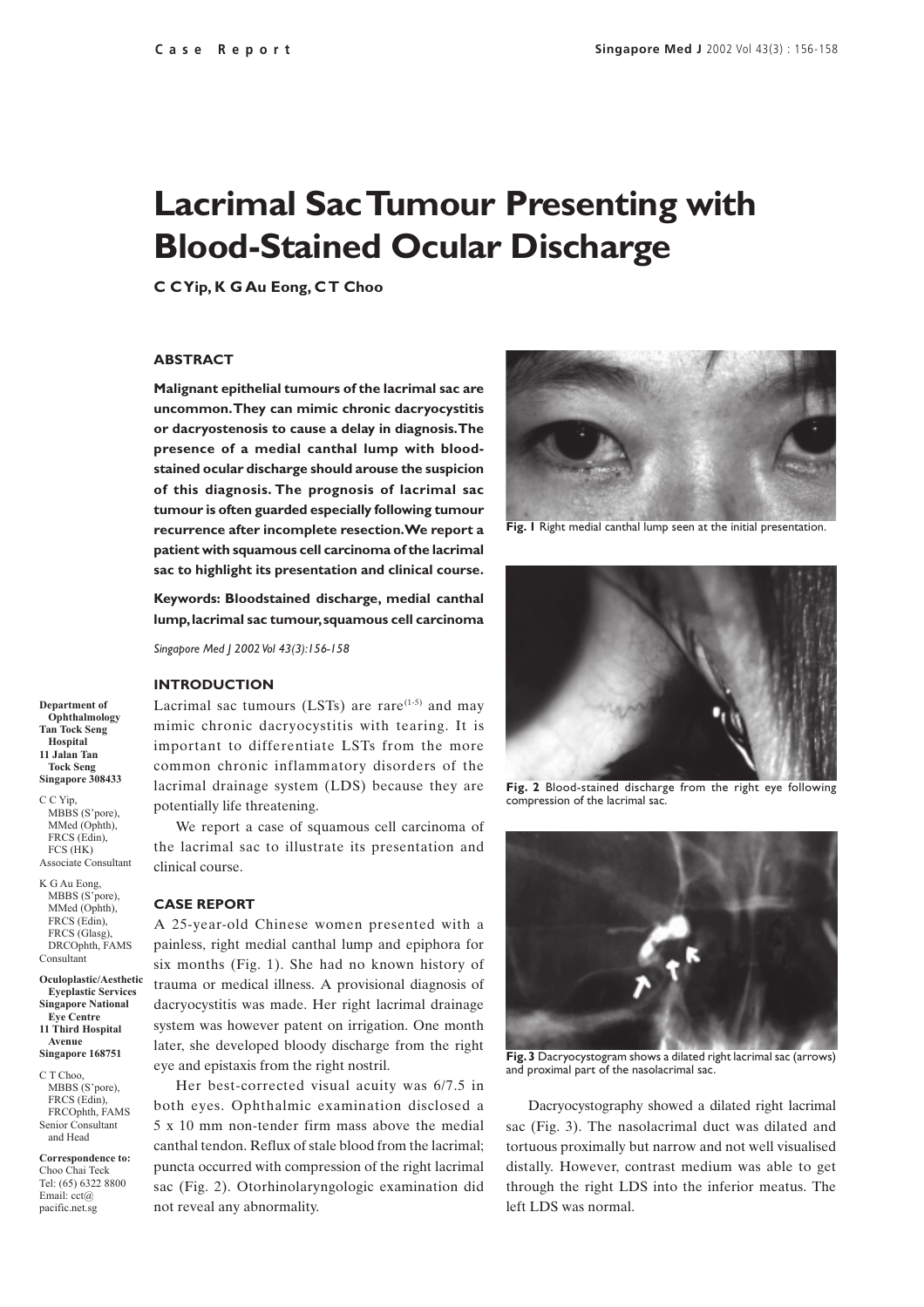Case Report

# Lacrimal Sac Tumour Presenting with Blood-Stained Ocular Discharge

**C C Yip, K G Au Eong, C T Choo**

### ABSTRACT

**Malignant epithelial tumours of the lacrimal sac are uncommon. They can mimic chronic dacryocystitis or dacryostenosis to cause a delay in diagnosis. The presence of a medial canthal lump with blood-stained ocular discharge should arouse the suspicion of this diagnosis. The prognosis of lacrimal sac tumour is often guarded especially following tumour recurrence after incomplete resection. We report a patient with squamous cell carcinoma of the lacrimal sac to highlight its presentation and clinical course.**

**Keywords: Bloodstained discharge, medial canthal lump, lacrimal sac tumour, squamous cell carcinoma**

*Singapore Med J 2002 Vol 43(3):156-158*

### INTRODUCTION

Lacrimal sac tumours (LSTs) are rare[1-5] and may mimic chronic dacryocystitis with tearing. It is important to differentiate LSTs from the more common chronic inflammatory disorders of the lacrimal drainage system (LDS) because they are potentially life threatening.

We report a case of squamous cell carcinoma of the lacrimal sac to illustrate its presentation and clinical course.

### CASE REPORT

A 25-year-old Chinese women presented with a painless, right medial canthal lump and epiphora for six months (Fig. 1). She had no known history of trauma or medical illness. A provisional diagnosis of dacryocystitis was made. Her right lacrimal drainage system was however patent on irrigation. One month later, she developed bloody discharge from the right eye and epistaxis from the right nostril.

Her best-corrected visual acuity was 6/7.5 in both eyes. Ophthalmic examination disclosed a 5 x 10 mm non-tender firm mass above the medial canthal tendon. Reflux of stale blood from the lacrimal; puncta occurred with compression of the right lacrimal sac (Fig. 2). Otorhinolaryngologic examination did not reveal any abnormality.

**Fig. 1** Right medial canthal lump seen at the initial presentation.

**Fig. 2** Blood-stained discharge from the right eye following compression of the lacrimal sac.

**Fig. 3** Dacryocystogram shows a dilated right lacrimal sac (arrows) and proximal part of the nasolacrimal sac.

Dacryocystography showed a dilated right lacrimal sac (Fig. 3). The nasolacrimal duct was dilated and tortuous proximally but narrow and not well visualised distally. However, contrast medium was able to get through the right LDS into the inferior meatus. The left LDS was normal.

Department of Ophthalmology
Tan Tock Seng Hospital
11 Jalan Tan Tock Seng
Singapore 308433

C C Yip, MBBS (S'pore), MMed (Ophth), FRCS (Edin), FCS (HK)
Associate Consultant

K G Au Eong, MBBS (S'pore), MMed (Ophth), FRCS (Edin), FRCS (Glasg), DRCOphth, FAMS
Consultant

Oculoplastic/Aesthetic Eyeplastic Services
Singapore National Eye Centre
11 Third Hospital Avenue
Singapore 168751

C T Choo, MBBS (S'pore), FRCS (Edin), FRCOphth, FAMS
Senior Consultant and Head

Correspondence to:
Choo Chai Teck
Tel: (65) 6322 8800
Email: cct@pacific.net.sg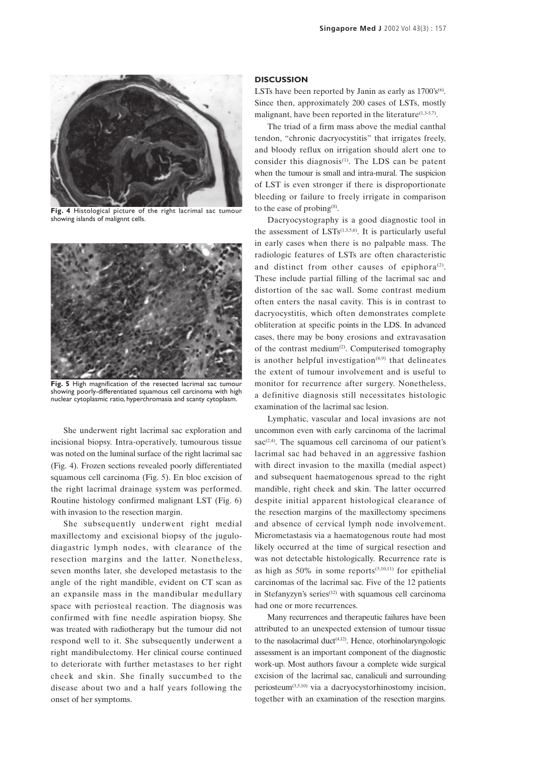**Fig. 4** Histological picture of the right lacrimal sac tumour showing islands of malignnt cells.

**Fig. 5** High magnification of the resected lacrimal sac tumour showing poorly-differentiated squamous cell carcinoma with high nuclear cytoplasmic ratio, hyperchromasia and scanty cytoplasm.

She underwent right lacrimal sac exploration and incisional biopsy. Intra-operatively, tumourous tissue was noted on the luminal surface of the right lacrimal sac (Fig. 4). Frozen sections revealed poorly differentiated squamous cell carcinoma (Fig. 5). En bloc excision of the right lacrimal drainage system was performed. Routine histology confirmed malignant LST (Fig. 6) with invasion to the resection margin.

She subsequently underwent right medial maxillectomy and excisional biopsy of the jugulo-diagastric lymph nodes, with clearance of the resection margins and the latter. Nonetheless, seven months later, she developed metastasis to the angle of the right mandible, evident on CT scan as an expansile mass in the mandibular medullary space with periosteal reaction. The diagnosis was confirmed with fine needle aspiration biopsy. She was treated with radiotherapy but the tumour did not respond well to it. She subsequently underwent a right mandibulectomy. Her clinical course continued to deteriorate with further metastases to her right cheek and skin. She finally succumbed to the disease about two and a half years following the onset of her symptoms.

## DISCUSSION

LSTs have been reported by Janin as early as 1700's[6]. Since then, approximately 200 cases of LSTs, mostly malignant, have been reported in the literature[1,3-5,7].

The triad of a firm mass above the medial canthal tendon, "chronic dacryocystitis" that irrigates freely, and bloody reflux on irrigation should alert one to consider this diagnosis[1]. The LDS can be patent when the tumour is small and intra-mural. The suspicion of LST is even stronger if there is disproportionate bleeding or failure to freely irrigate in comparison to the ease of probing[8].

Dacryocystography is a good diagnostic tool in the assessment of LSTs[1,3,5,6]. It is particularly useful in early cases when there is no palpable mass. The radiologic features of LSTs are often characteristic and distinct from other causes of epiphora[2]. These include partial filling of the lacrimal sac and distortion of the sac wall. Some contrast medium often enters the nasal cavity. This is in contrast to dacryocystitis, which often demonstrates complete obliteration at specific points in the LDS. In advanced cases, there may be bony erosions and extravasation of the contrast medium[2]. Computerised tomography is another helpful investigation[8,9] that delineates the extent of tumour involvement and is useful to monitor for recurrence after surgery. Nonetheless, a definitive diagnosis still necessitates histologic examination of the lacrimal sac lesion.

Lymphatic, vascular and local invasions are not uncommon even with early carcinoma of the lacrimal sac[2,4]. The squamous cell carcinoma of our patient's lacrimal sac had behaved in an aggressive fashion with direct invasion to the maxilla (medial aspect) and subsequent haematogenous spread to the right mandible, right cheek and skin. The latter occurred despite initial apparent histological clearance of the resection margins of the maxillectomy specimens and absence of cervical lymph node involvement. Micrometastasis via a haematogenous route had most likely occurred at the time of surgical resection and was not detectable histologically. Recurrence rate is as high as 50% in some reports[5,10,11] for epithelial carcinomas of the lacrimal sac. Five of the 12 patients in Stefanyzyn's series[12] with squamous cell carcinoma had one or more recurrences.

Many recurrences and therapeutic failures have been attributed to an unexpected extension of tumour tissue to the nasolacrimal duct[4,12]. Hence, otorhinolaryngologic assessment is an important component of the diagnostic work-up. Most authors favour a complete wide surgical excision of the lacrimal sac, canaliculi and surrounding periosteum[3,5,10] via a dacryocystorhinostomy incision, together with an examination of the resection margins.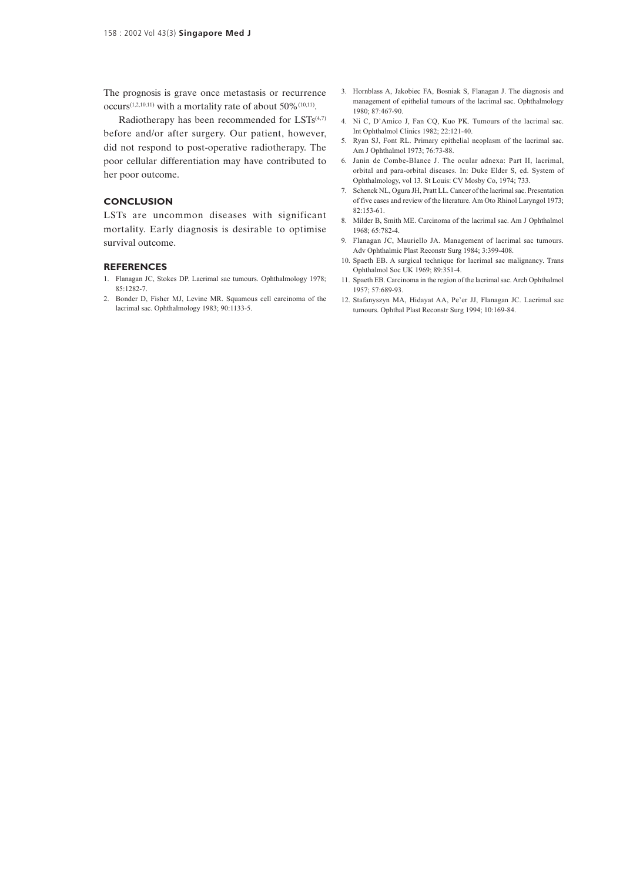The prognosis is grave once metastasis or recurrence occurs[1,2,10,11] with a mortality rate of about 50%[10,11].

Radiotherapy has been recommended for LSTs[4,7] before and/or after surgery. Our patient, however, did not respond to post-operative radiotherapy. The poor cellular differentiation may have contributed to her poor outcome.

## CONCLUSION

LSTs are uncommon diseases with significant mortality. Early diagnosis is desirable to optimise survival outcome.

## REFERENCES

1. Flanagan JC, Stokes DP. Lacrimal sac tumours. Ophthalmology 1978; 85:1282-7.
2. Bonder D, Fisher MJ, Levine MR. Squamous cell carcinoma of the lacrimal sac. Ophthalmology 1983; 90:1133-5.
3. Hornblass A, Jakobiec FA, Bosniak S, Flanagan J. The diagnosis and management of epithelial tumours of the lacrimal sac. Ophthalmology 1980; 87:467-90.
4. Ni C, D'Amico J, Fan CQ, Kuo PK. Tumours of the lacrimal sac. Int Ophthalmol Clinics 1982; 22:121-40.
5. Ryan SJ, Font RL. Primary epithelial neoplasm of the lacrimal sac. Am J Ophthalmol 1973; 76:73-88.
6. Janin de Combe-Blance J. The ocular adnexa: Part II, lacrimal, orbital and para-orbital diseases. In: Duke Elder S, ed. System of Ophthalmology, vol 13. St Louis: CV Mosby Co, 1974; 733.
7. Schenck NL, Ogura JH, Pratt LL. Cancer of the lacrimal sac. Presentation of five cases and review of the literature. Am Oto Rhinol Laryngol 1973; 82:153-61.
8. Milder B, Smith ME. Carcinoma of the lacrimal sac. Am J Ophthalmol 1968; 65:782-4.
9. Flanagan JC, Mauriello JA. Management of lacrimal sac tumours. Adv Ophthalmic Plast Reconstr Surg 1984; 3:399-408.
10. Spaeth EB. A surgical technique for lacrimal sac malignancy. Trans Ophthalmol Soc UK 1969; 89:351-4.
11. Spaeth EB. Carcinoma in the region of the lacrimal sac. Arch Ophthalmol 1957; 57:689-93.
12. Stafanyszyn MA, Hidayat AA, Pe'er JJ, Flanagan JC. Lacrimal sac tumours. Ophthal Plast Reconstr Surg 1994; 10:169-84.